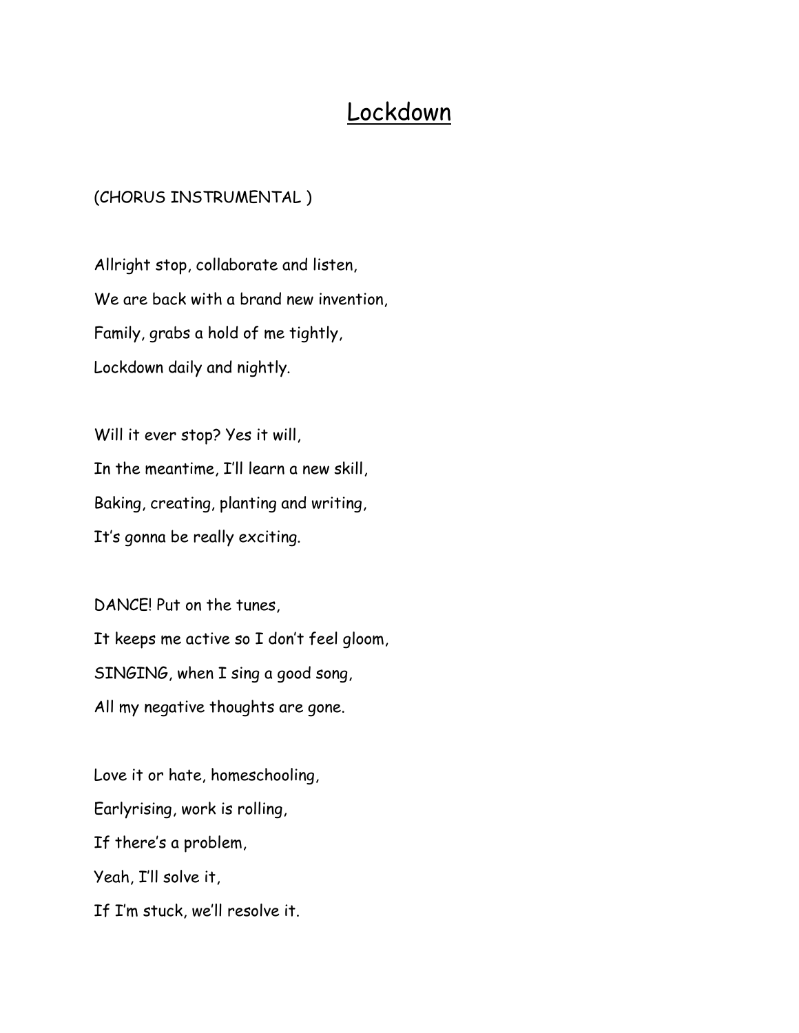# Lockdown

(CHORUS INSTRUMENTAL )

Allright stop, collaborate and listen,
We are back with a brand new invention,
Family, grabs a hold of me tightly,
Lockdown daily and nightly.

Will it ever stop? Yes it will,
In the meantime, I'll learn a new skill,
Baking, creating, planting and writing,
It's gonna be really exciting.

DANCE! Put on the tunes,
It keeps me active so I don't feel gloom,
SINGING, when I sing a good song,
All my negative thoughts are gone.

Love it or hate, homeschooling,
Earlyrising, work is rolling,
If there's a problem,
Yeah, I'll solve it,
If I'm stuck, we'll resolve it.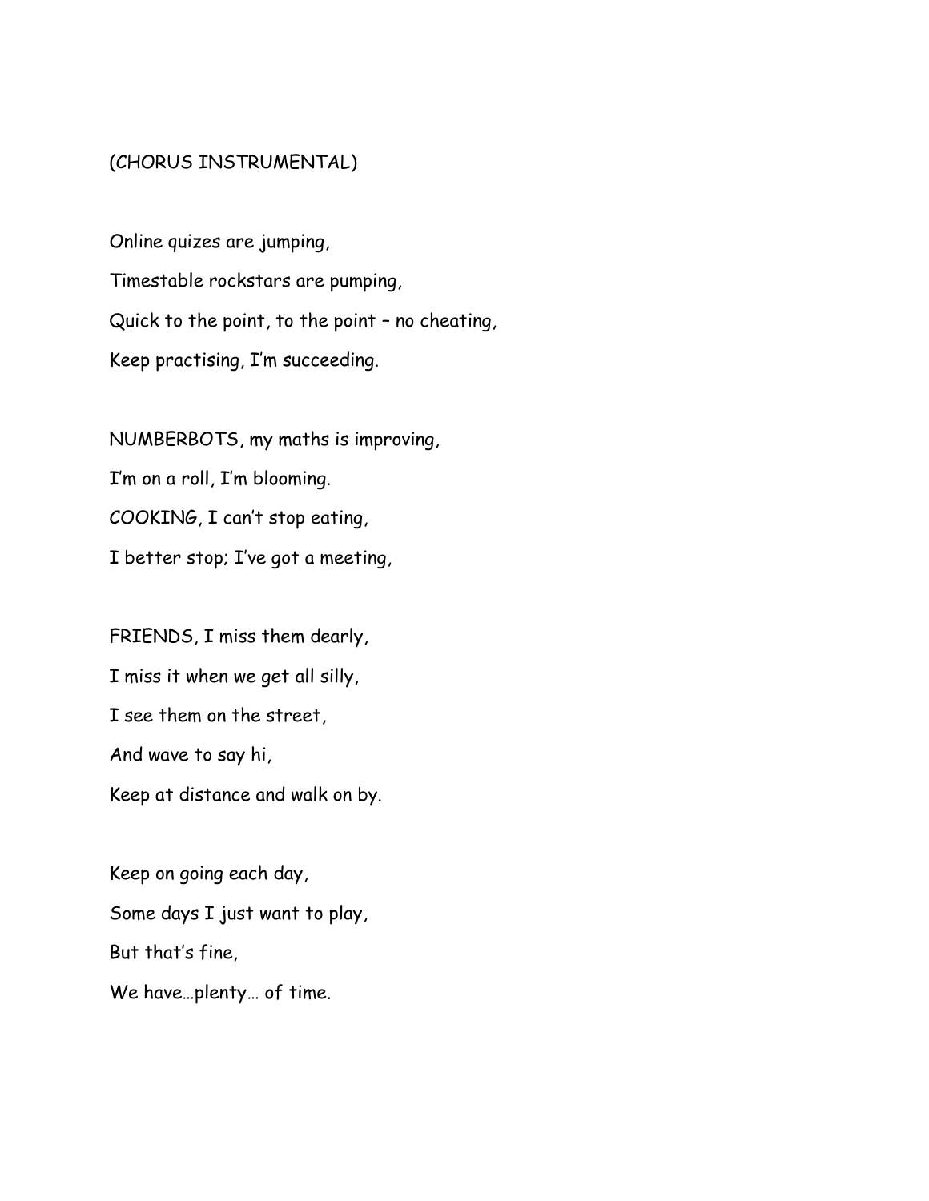(CHORUS INSTRUMENTAL)

Online quizes are jumping,

Timestable rockstars are pumping,

Quick to the point, to the point – no cheating,

Keep practising, I'm succeeding.

NUMBERBOTS, my maths is improving,

I'm on a roll, I'm blooming.

COOKING, I can't stop eating,

I better stop; I've got a meeting,

FRIENDS, I miss them dearly,

I miss it when we get all silly,

I see them on the street,

And wave to say hi,

Keep at distance and walk on by.

Keep on going each day,

Some days I just want to play,

But that's fine,

We have…plenty… of time.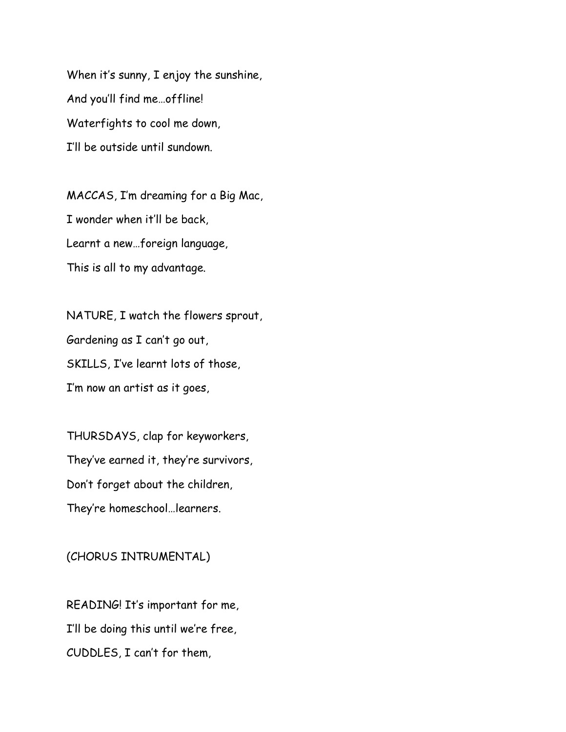When it's sunny, I enjoy the sunshine,  
And you'll find me…offline!  
Waterfights to cool me down,  
I'll be outside until sundown.

MACCAS, I'm dreaming for a Big Mac,  
I wonder when it'll be back,  
Learnt a new…foreign language,  
This is all to my advantage.

NATURE, I watch the flowers sprout,  
Gardening as I can't go out,  
SKILLS, I've learnt lots of those,  
I'm now an artist as it goes,

THURSDAYS, clap for keyworkers,  
They've earned it, they're survivors,  
Don't forget about the children,  
They're homeschool…learners.

(CHORUS INTRUMENTAL)

READING! It's important for me,  
I'll be doing this until we're free,  
CUDDLES, I can't for them,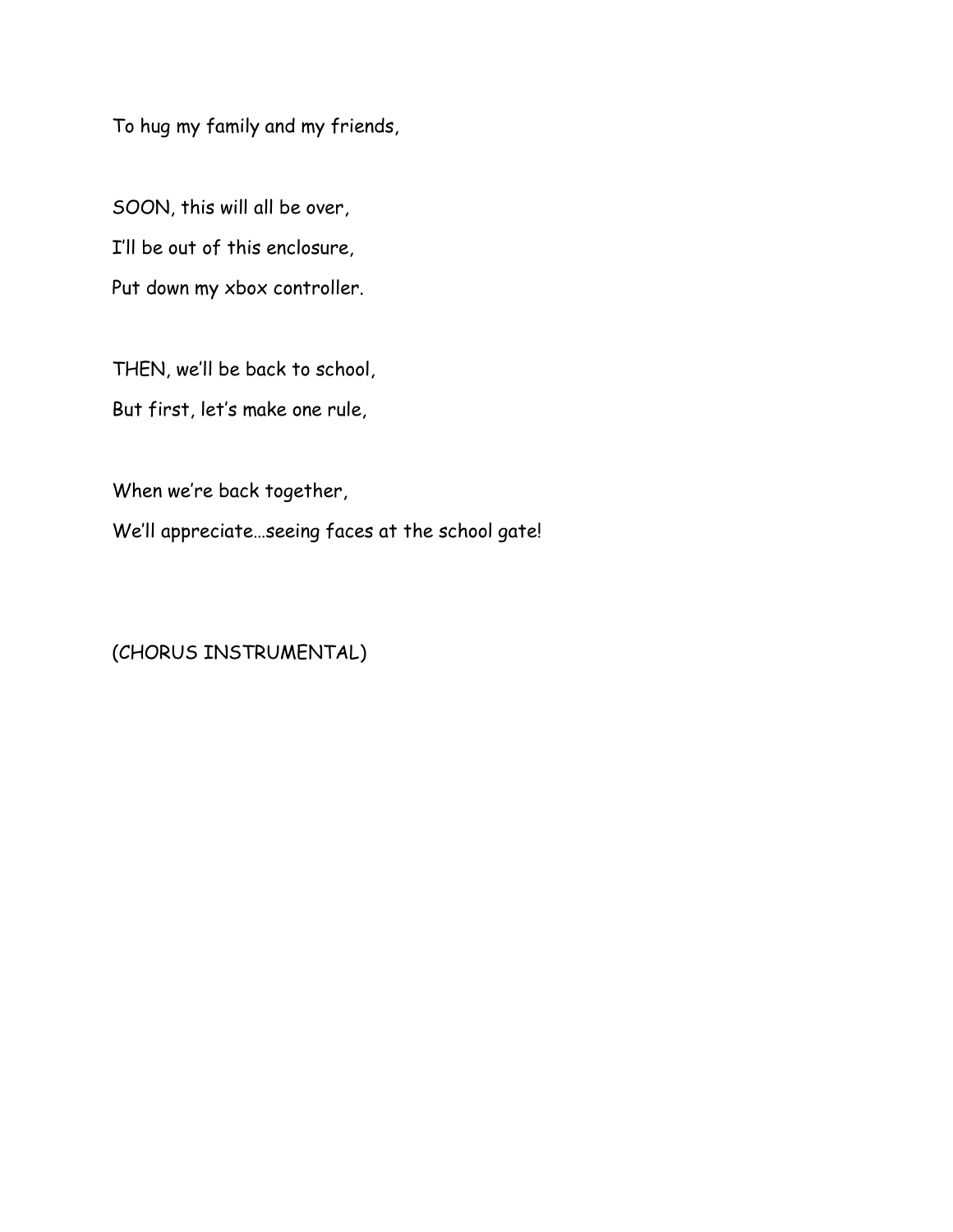To hug my family and my friends,

SOON, this will all be over,
I'll be out of this enclosure,
Put down my xbox controller.

THEN, we'll be back to school,
But first, let's make one rule,

When we're back together,
We'll appreciate…seeing faces at the school gate!

(CHORUS INSTRUMENTAL)